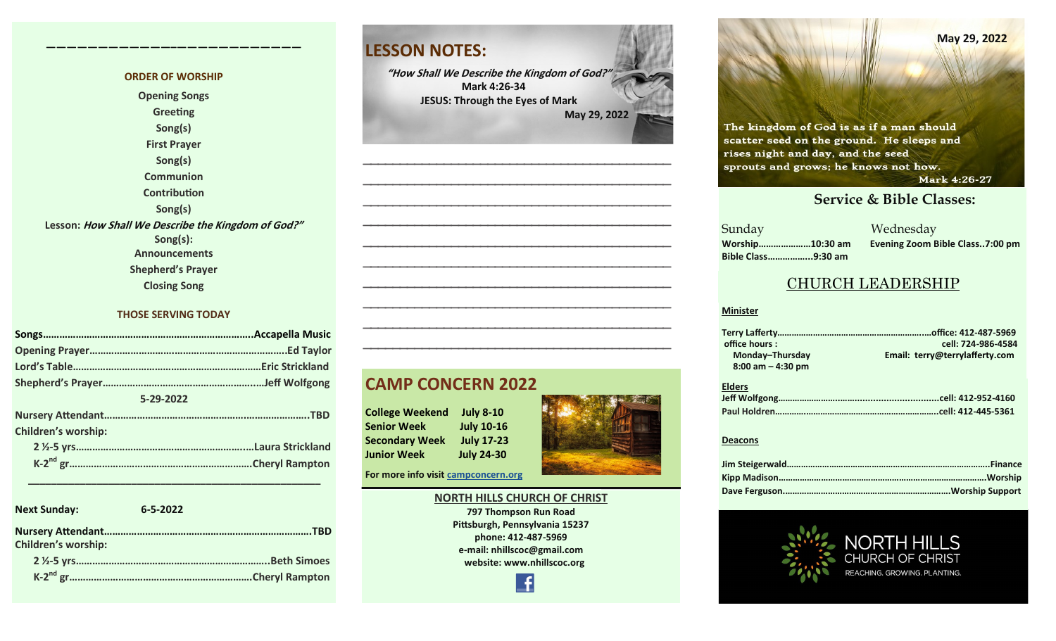## ORDER OF WORSHIP

Opening Songs
Greeting
Song(s)
First Prayer
Song(s)
Communion
Contribution
Song(s)
Lesson: *How Shall We Describe the Kingdom of God?"*
Song(s):
Announcements
Shepherd's Prayer
Closing Song

## THOSE SERVING TODAY

**Songs**……………………………………………………………………**Accapella Music**
**Opening Prayer**……………………………………………………………**Ed Taylor**
**Lord's Table**……………………………………………………………**Eric Strickland**
**Shepherd's Prayer**………………………………………………………**Jeff Wolfgong**

5-29-2022

**Nursery Attendant**……………………………………………………………………**TBD**
**Children's worship:**
2 ½-5 yrs……………………………………………………………**Laura Strickland**
K-2nd gr……………………………………………………………**Cheryl Rampton**

**Next Sunday:** 6-5-2022

**Nursery Attendant**……………………………………………………………………**TBD**
**Children's worship:**
2 ½-5 yrs……………………………………………………………**Beth Simoes**
K-2nd gr……………………………………………………………**Cheryl Rampton**

## LESSON NOTES:

*"How Shall We Describe the Kingdom of God?"*
**Mark 4:26-34**
**JESUS: Through the Eyes of Mark**
**May 29, 2022**

## CAMP CONCERN 2022

| | |
|---|---|
| **College Weekend** | **July 8-10** |
| **Senior Week** | **July 10-16** |
| **Secondary Week** | **July 17-23** |
| **Junior Week** | **July 24-30** |

**For more info visit campconcern.org**

**NORTH HILLS CHURCH OF CHRIST**
**797 Thompson Run Road**
**Pittsburgh, Pennsylvania 15237**
**phone: 412-487-5969**
**e-mail: nhillscoc@gmail.com**
**website: www.nhillscoc.org**

**May 29, 2022**

The kingdom of God is as if a man should scatter seed on the ground. He sleeps and rises night and day, and the seed sprouts and grows; he knows not how.
Mark 4:26-27

## Service & Bible Classes:

| Sunday | Wednesday |
|---|---|
| **Worship……………………10:30 am** | **Evening Zoom Bible Class..7:00 pm** |
| **Bible Class………………..9:30 am** | |

## CHURCH LEADERSHIP

**Minister**

**Terry Lafferty**………………………………………………………**office: 412-487-5969**
**office hours :** **cell: 724-986-4584**
**Monday–Thursday** **Email: terry@terrylafferty.com**
**8:00 am – 4:30 pm**

**Elders**

**Jeff Wolfgong**…………………………………………………………**cell: 412-952-4160**
**Paul Holdren**…………………………………………………………**cell: 412-445-5361**

**Deacons**

**Jim Steigerwald**……………………………………………………………………**Finance**
**Kipp Madison**……………………………………………………………………**Worship**
**Dave Ferguson**………………………………………………………**Worship Support**

NORTH HILLS
CHURCH OF CHRIST
REACHING. GROWING. PLANTING.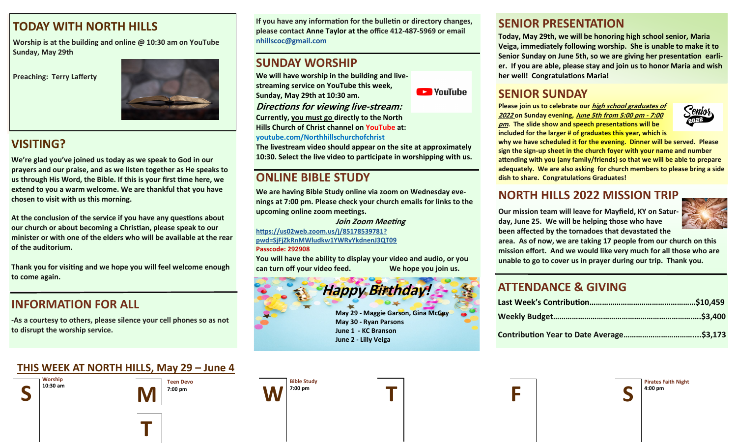## TODAY WITH NORTH HILLS

**Worship is at the building and online @ 10:30 am on YouTube Sunday, May 29th**

**Preaching: Terry Lafferty**

## VISITING?

**We're glad you've joined us today as we speak to God in our prayers and our praise, and as we listen together as He speaks to us through His Word, the Bible. If this is your first time here, we extend to you a warm welcome. We are thankful that you have chosen to visit with us this morning.**

**At the conclusion of the service if you have any questions about our church or about becoming a Christian, please speak to our minister or with one of the elders who will be available at the rear of the auditorium.**

**Thank you for visiting and we hope you will feel welcome enough to come again.**

## INFORMATION FOR ALL

**-As a courtesy to others, please silence your cell phones so as not to disrupt the worship service.**

**If you have any information for the bulletin or directory changes, please contact Anne Taylor at the office 412-487-5969 or email nhillscoc@gmail.com**

## SUNDAY WORSHIP

**We will have worship in the building and live-streaming service on YouTube this week, Sunday, May 29th at 10:30 am.**

***Directions for viewing live-stream:***

**Currently, you must go directly to the North Hills Church of Christ channel on YouTube at: youtube.com/Northhillschurchofchrist**

**The livestream video should appear on the site at approximately 10:30. Select the live video to participate in worshipping with us.**

## ONLINE BIBLE STUDY

**We are having Bible Study online via zoom on Wednesday evenings at 7:00 pm. Please check your church emails for links to the upcoming online zoom meetings.**

***Join Zoom Meeting***

**https://us02web.zoom.us/j/85178539781?pwd=SjFjZkRnMWludkw1YWRvYkdnenJ3QT09**

**Passcode: 292908**

**You will have the ability to display your video and audio, or you can turn off your video feed. We hope you join us.**

***Happy Birthday!***

**May 29 - Maggie Garson, Gina McCoy**
**May 30 - Ryan Parsons**
**June 1 - KC Branson**
**June 2 - Lilly Veiga**

## SENIOR PRESENTATION

**Today, May 29th, we will be honoring high school senior, Maria Veiga, immediately following worship. She is unable to make it to Senior Sunday on June 5th, so we are giving her presentation earlier. If you are able, please stay and join us to honor Maria and wish her well! Congratulations Maria!**

## SENIOR SUNDAY

**Please join us to celebrate our *high school graduates of 2022* on Sunday evening, *June 5th from 5:00 pm - 7:00 pm*. The slide show and speech presentations will be included for the larger # of graduates this year, which is why we have scheduled it for the evening. Dinner will be served. Please sign the sign-up sheet in the church foyer with your name and number attending with you (any family/friends) so that we will be able to prepare adequately. We are also asking for church members to please bring a side dish to share. Congratulations Graduates!**

## NORTH HILLS 2022 MISSION TRIP

**Our mission team will leave for Mayfield, KY on Saturday, June 25. We will be helping those who have been affected by the tornadoes that devastated the area. As of now, we are taking 17 people from our church on this mission effort. And we would like very much for all those who are unable to go to cover us in prayer during our trip. Thank you.**

## ATTENDANCE & GIVING

| | |
|---|---|
| **Last Week's Contribution** | **$10,459** |
| **Weekly Budget** | **$3,400** |
| **Contribution Year to Date Average** | **$3,173** |

## THIS WEEK AT NORTH HILLS, May 29 – June 4

| Day | Event |
|---|---|
| S | Worship 10:30 am |
| M | Teen Devo 7:00 pm |
| T | |
| W | Bible Study 7:00 pm |
| T | |
| F | |
| S | Pirates Faith Night 4:00 pm |